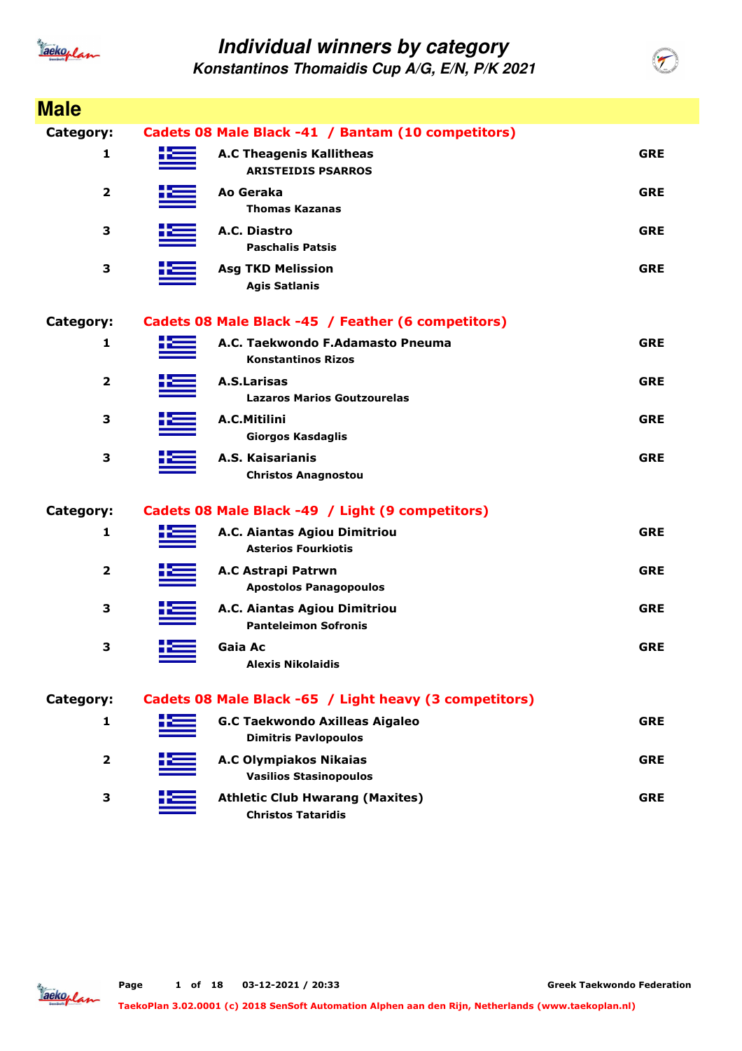# Individual winners by category

## Konstantinos Thomaidis Cup A/G, E/N, P/K 2021

## Male

**Category: Cadets 08 Male Black -41 / Bantam (10 competitors)**

| Place | Club / Athlete | Country |
|---|---|---|
| 1 | **A.C Theagenis Kallitheas**<br>ARISTEIDIS PSARROS | GRE |
| 2 | **Ao Geraka**<br>Thomas Kazanas | GRE |
| 3 | **A.C. Diastro**<br>Paschalis Patsis | GRE |
| 3 | **Asg TKD Melission**<br>Agis Satlanis | GRE |

**Category: Cadets 08 Male Black -45 / Feather (6 competitors)**

| Place | Club / Athlete | Country |
|---|---|---|
| 1 | **A.C. Taekwondo F.Adamasto Pneuma**<br>Konstantinos Rizos | GRE |
| 2 | **A.S.Larisas**<br>Lazaros Marios Goutzourelas | GRE |
| 3 | **A.C.Mitilini**<br>Giorgos Kasdaglis | GRE |
| 3 | **A.S. Kaisarianis**<br>Christos Anagnostou | GRE |

**Category: Cadets 08 Male Black -49 / Light (9 competitors)**

| Place | Club / Athlete | Country |
|---|---|---|
| 1 | **A.C. Aiantas Agiou Dimitriou**<br>Asterios Fourkiotis | GRE |
| 2 | **A.C Astrapi Patrwn**<br>Apostolos Panagopoulos | GRE |
| 3 | **A.C. Aiantas Agiou Dimitriou**<br>Panteleimon Sofronis | GRE |
| 3 | **Gaia Ac**<br>Alexis Nikolaidis | GRE |

**Category: Cadets 08 Male Black -65 / Light heavy (3 competitors)**

| Place | Club / Athlete | Country |
|---|---|---|
| 1 | **G.C Taekwondo Axilleas Aigaleo**<br>Dimitris Pavlopoulos | GRE |
| 2 | **A.C Olympiakos Nikaias**<br>Vasilios Stasinopoulos | GRE |
| 3 | **Athletic Club Hwarang (Maxites)**<br>Christos Tataridis | GRE |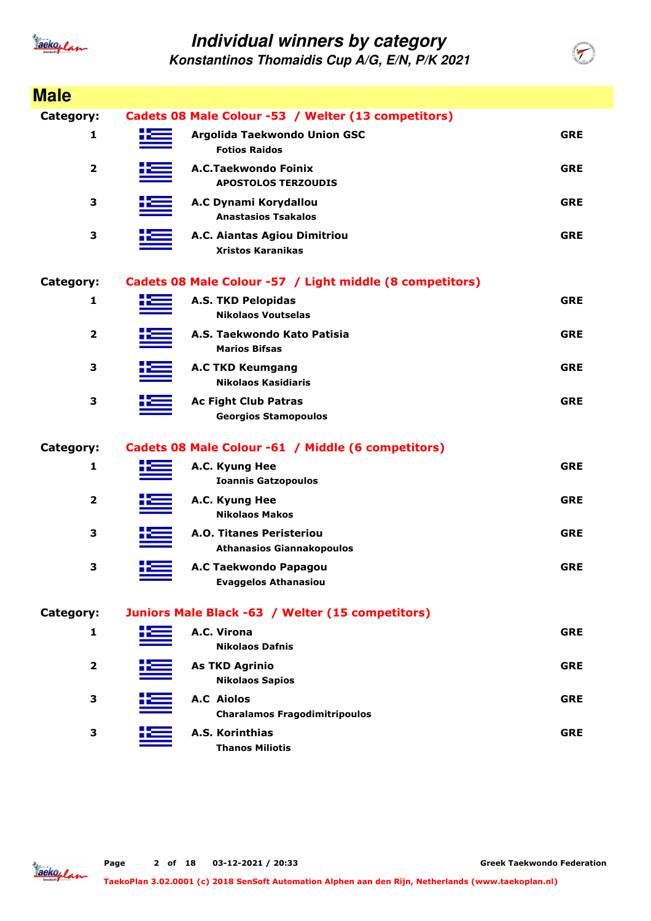# Individual winners by category

## Konstantinos Thomaidis Cup A/G, E/N, P/K 2021

## Male

### Category: Cadets 08 Male Colour -53 / Welter (13 competitors)

| Place | Club / Competitor | Country |
|---|---|---|
| 1 | **Argolida Taekwondo Union GSC**<br>Fotios Raidos | GRE |
| 2 | **A.C.Taekwondo Foinix**<br>APOSTOLOS TERZOUDIS | GRE |
| 3 | **A.C Dynami Korydallou**<br>Anastasios Tsakalos | GRE |
| 3 | **A.C. Aiantas Agiou Dimitriou**<br>Xristos Karanikas | GRE |

### Category: Cadets 08 Male Colour -57 / Light middle (8 competitors)

| Place | Club / Competitor | Country |
|---|---|---|
| 1 | **A.S. TKD Pelopidas**<br>Nikolaos Voutselas | GRE |
| 2 | **A.S. Taekwondo Kato Patisia**<br>Marios Bifsas | GRE |
| 3 | **A.C TKD Keumgang**<br>Nikolaos Kasidiaris | GRE |
| 3 | **Ac Fight Club Patras**<br>Georgios Stamopoulos | GRE |

### Category: Cadets 08 Male Colour -61 / Middle (6 competitors)

| Place | Club / Competitor | Country |
|---|---|---|
| 1 | **A.C. Kyung Hee**<br>Ioannis Gatzopoulos | GRE |
| 2 | **A.C. Kyung Hee**<br>Nikolaos Makos | GRE |
| 3 | **A.O. Titanes Peristeriou**<br>Athanasios Giannakopoulos | GRE |
| 3 | **A.C Taekwondo Papagou**<br>Evaggelos Athanasiou | GRE |

### Category: Juniors Male Black -63 / Welter (15 competitors)

| Place | Club / Competitor | Country |
|---|---|---|
| 1 | **A.C. Virona**<br>Nikolaos Dafnis | GRE |
| 2 | **As TKD Agrinio**<br>Nikolaos Sapios | GRE |
| 3 | **A.C Aiolos**<br>Charalamos Fragodimitripoulos | GRE |
| 3 | **A.S. Korinthias**<br>Thanos Miliotis | GRE |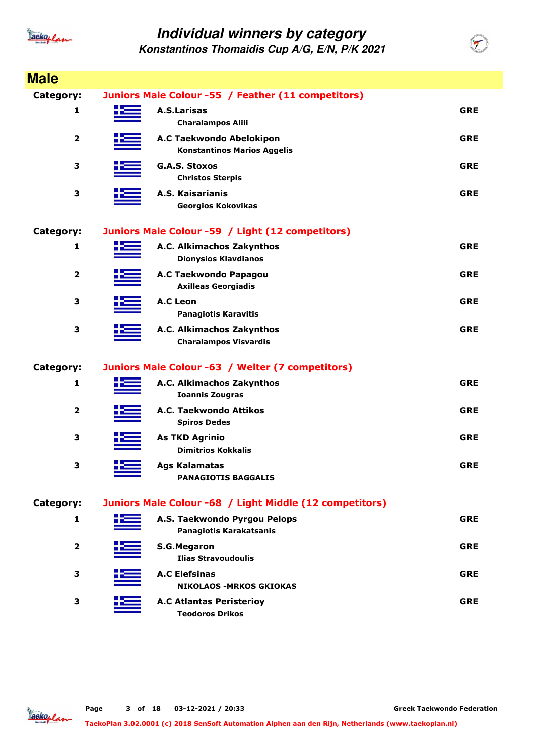# Individual winners by category

## Konstantinos Thomaidis Cup A/G, E/N, P/K 2021

## Male

**Category:** Juniors Male Colour -55 / Feather (11 competitors)

| Place | Club / Name | Country |
|---|---|---|
| 1 | **A.S.Larisas**<br>Charalampos Alili | GRE |
| 2 | **A.C Taekwondo Abelokipon**<br>Konstantinos Marios Aggelis | GRE |
| 3 | **G.A.S. Stoxos**<br>Christos Sterpis | GRE |
| 3 | **A.S. Kaisarianis**<br>Georgios Kokovikas | GRE |

**Category:** Juniors Male Colour -59 / Light (12 competitors)

| Place | Club / Name | Country |
|---|---|---|
| 1 | **A.C. Alkimachos Zakynthos**<br>Dionysios Klavdianos | GRE |
| 2 | **A.C Taekwondo Papagou**<br>Axilleas Georgiadis | GRE |
| 3 | **A.C Leon**<br>Panagiotis Karavitis | GRE |
| 3 | **A.C. Alkimachos Zakynthos**<br>Charalampos Visvardis | GRE |

**Category:** Juniors Male Colour -63 / Welter (7 competitors)

| Place | Club / Name | Country |
|---|---|---|
| 1 | **A.C. Alkimachos Zakynthos**<br>Ioannis Zougras | GRE |
| 2 | **A.C. Taekwondo Attikos**<br>Spiros Dedes | GRE |
| 3 | **As TKD Agrinio**<br>Dimitrios Kokkalis | GRE |
| 3 | **Ags Kalamatas**<br>PANAGIOTIS BAGGALIS | GRE |

**Category:** Juniors Male Colour -68 / Light Middle (12 competitors)

| Place | Club / Name | Country |
|---|---|---|
| 1 | **A.S. Taekwondo Pyrgou Pelops**<br>Panagiotis Karakatsanis | GRE |
| 2 | **S.G.Megaron**<br>Ilias Stravoudoulis | GRE |
| 3 | **A.C Elefsinas**<br>NIKOLAOS -MRKOS GKIOKAS | GRE |
| 3 | **A.C Atlantas Peristerioy**<br>Teodoros Drikos | GRE |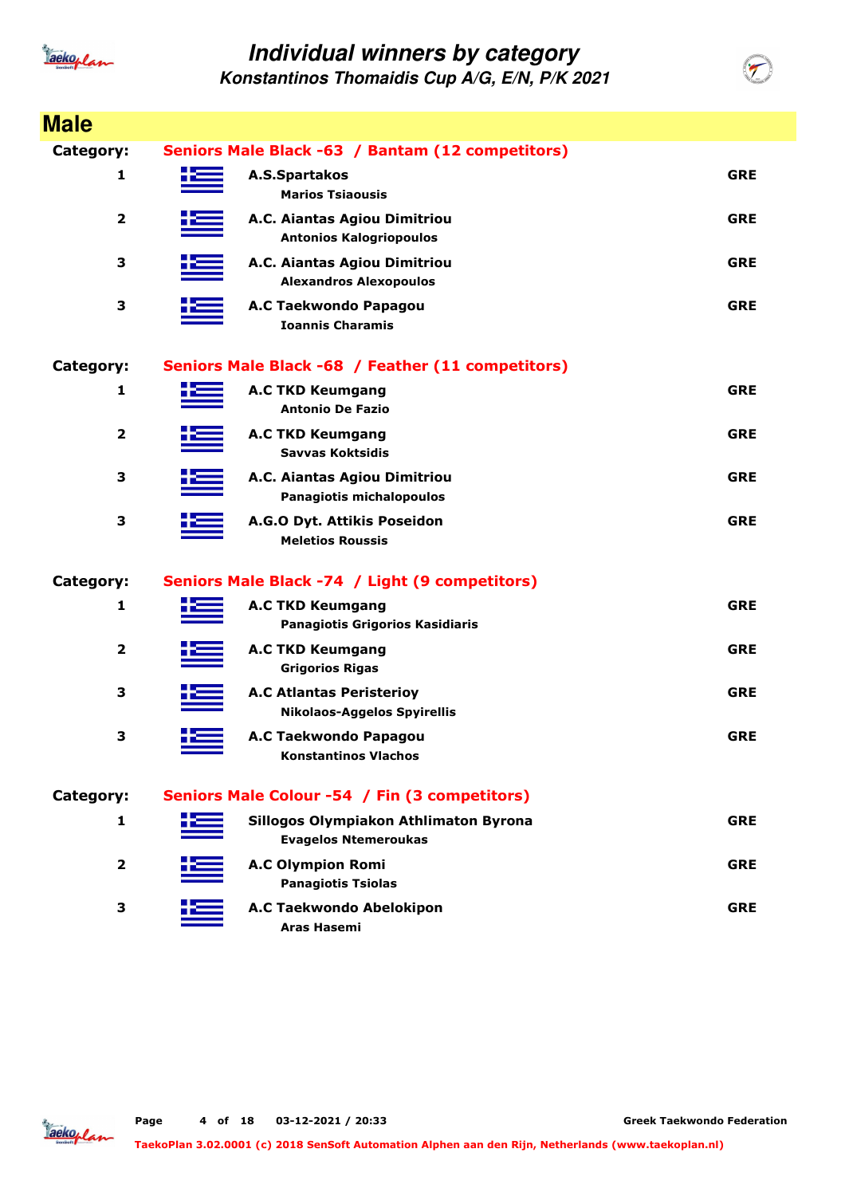# Individual winners by category

## Konstantinos Thomaidis Cup A/G, E/N, P/K 2021

## Male

**Category: Seniors Male Black -63 / Bantam (12 competitors)**

| Place | Club / Name | Country |
|---|---|---|
| 1 | A.S.Spartakos<br>Marios Tsiaousis | GRE |
| 2 | A.C. Aiantas Agiou Dimitriou<br>Antonios Kalogriopoulos | GRE |
| 3 | A.C. Aiantas Agiou Dimitriou<br>Alexandros Alexopoulos | GRE |
| 3 | A.C Taekwondo Papagou<br>Ioannis Charamis | GRE |

**Category: Seniors Male Black -68 / Feather (11 competitors)**

| Place | Club / Name | Country |
|---|---|---|
| 1 | A.C TKD Keumgang<br>Antonio De Fazio | GRE |
| 2 | A.C TKD Keumgang<br>Savvas Koktsidis | GRE |
| 3 | A.C. Aiantas Agiou Dimitriou<br>Panagiotis michalopoulos | GRE |
| 3 | A.G.O Dyt. Attikis Poseidon<br>Meletios Roussis | GRE |

**Category: Seniors Male Black -74 / Light (9 competitors)**

| Place | Club / Name | Country |
|---|---|---|
| 1 | A.C TKD Keumgang<br>Panagiotis Grigorios Kasidiaris | GRE |
| 2 | A.C TKD Keumgang<br>Grigorios Rigas | GRE |
| 3 | A.C Atlantas Peristerioy<br>Nikolaos-Aggelos Spyirellis | GRE |
| 3 | A.C Taekwondo Papagou<br>Konstantinos Vlachos | GRE |

**Category: Seniors Male Colour -54 / Fin (3 competitors)**

| Place | Club / Name | Country |
|---|---|---|
| 1 | Sillogos Olympiakon Athlimaton Byrona<br>Evagelos Ntemeroukas | GRE |
| 2 | A.C Olympion Romi<br>Panagiotis Tsiolas | GRE |
| 3 | A.C Taekwondo Abelokipon<br>Aras Hasemi | GRE |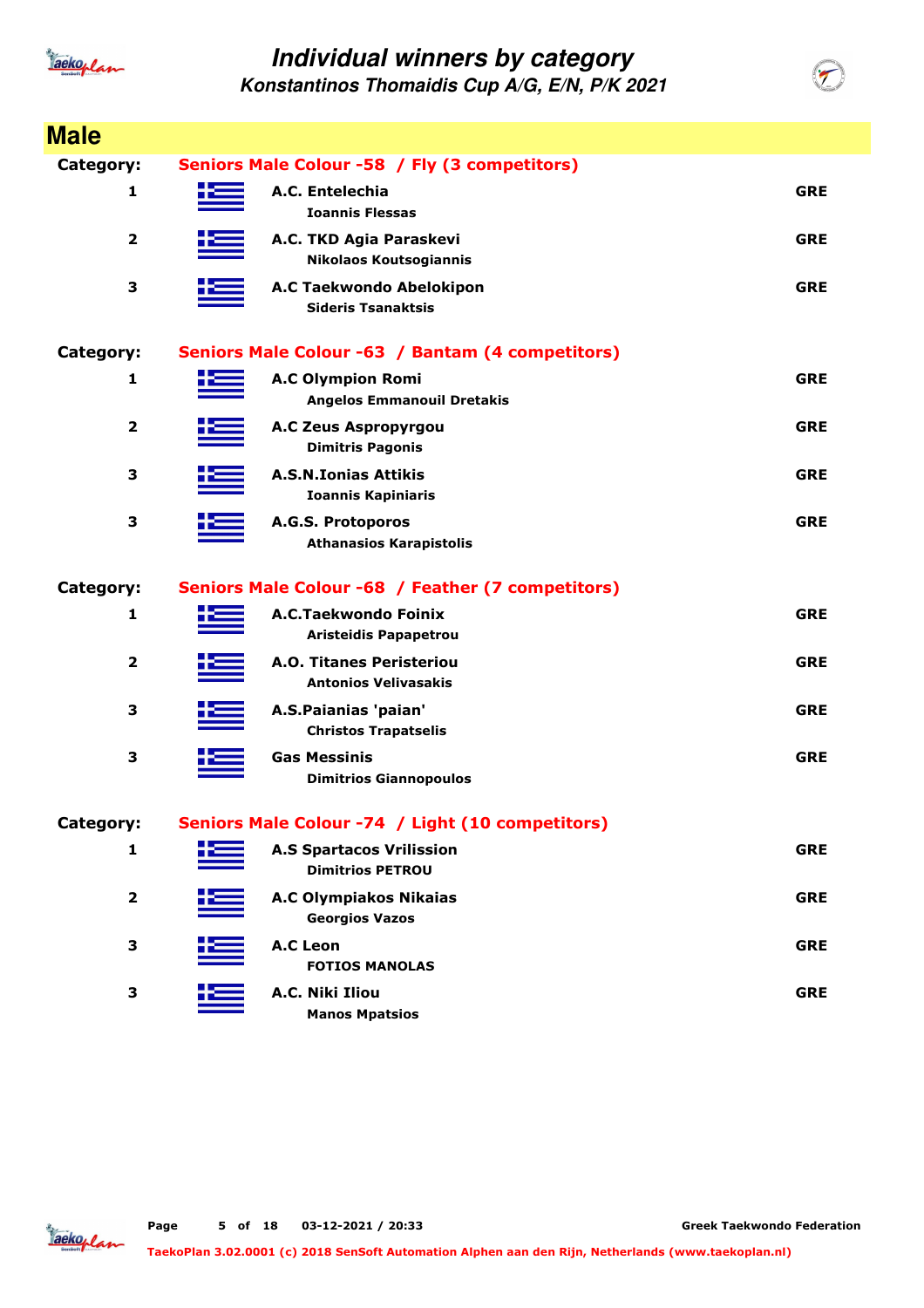# Individual winners by category

## Konstantinos Thomaidis Cup A/G, E/N, P/K 2021

## Male

**Category:** Seniors Male Colour -58 / Fly (3 competitors)

| Rank | Club / Name | Country |
|---|---|---|
| 1 | **A.C. Entelechia** <br> Ioannis Flessas | GRE |
| 2 | **A.C. TKD Agia Paraskevi** <br> Nikolaos Koutsogiannis | GRE |
| 3 | **A.C Taekwondo Abelokipon** <br> Sideris Tsanaktsis | GRE |

**Category:** Seniors Male Colour -63 / Bantam (4 competitors)

| Rank | Club / Name | Country |
|---|---|---|
| 1 | **A.C Olympion Romi** <br> Angelos Emmanouil Dretakis | GRE |
| 2 | **A.C Zeus Aspropyrgou** <br> Dimitris Pagonis | GRE |
| 3 | **A.S.N.Ionias Attikis** <br> Ioannis Kapiniaris | GRE |
| 3 | **A.G.S. Protoporos** <br> Athanasios Karapistolis | GRE |

**Category:** Seniors Male Colour -68 / Feather (7 competitors)

| Rank | Club / Name | Country |
|---|---|---|
| 1 | **A.C.Taekwondo Foinix** <br> Aristeidis Papapetrou | GRE |
| 2 | **A.O. Titanes Peristeriou** <br> Antonios Velivasakis | GRE |
| 3 | **A.S.Paianias 'paian'** <br> Christos Trapatselis | GRE |
| 3 | **Gas Messinis** <br> Dimitrios Giannopoulos | GRE |

**Category:** Seniors Male Colour -74 / Light (10 competitors)

| Rank | Club / Name | Country |
|---|---|---|
| 1 | **A.S Spartacos Vrilission** <br> Dimitrios PETROU | GRE |
| 2 | **A.C Olympiakos Nikaias** <br> Georgios Vazos | GRE |
| 3 | **A.C Leon** <br> FOTIOS MANOLAS | GRE |
| 3 | **A.C. Niki Iliou** <br> Manos Mpatsios | GRE |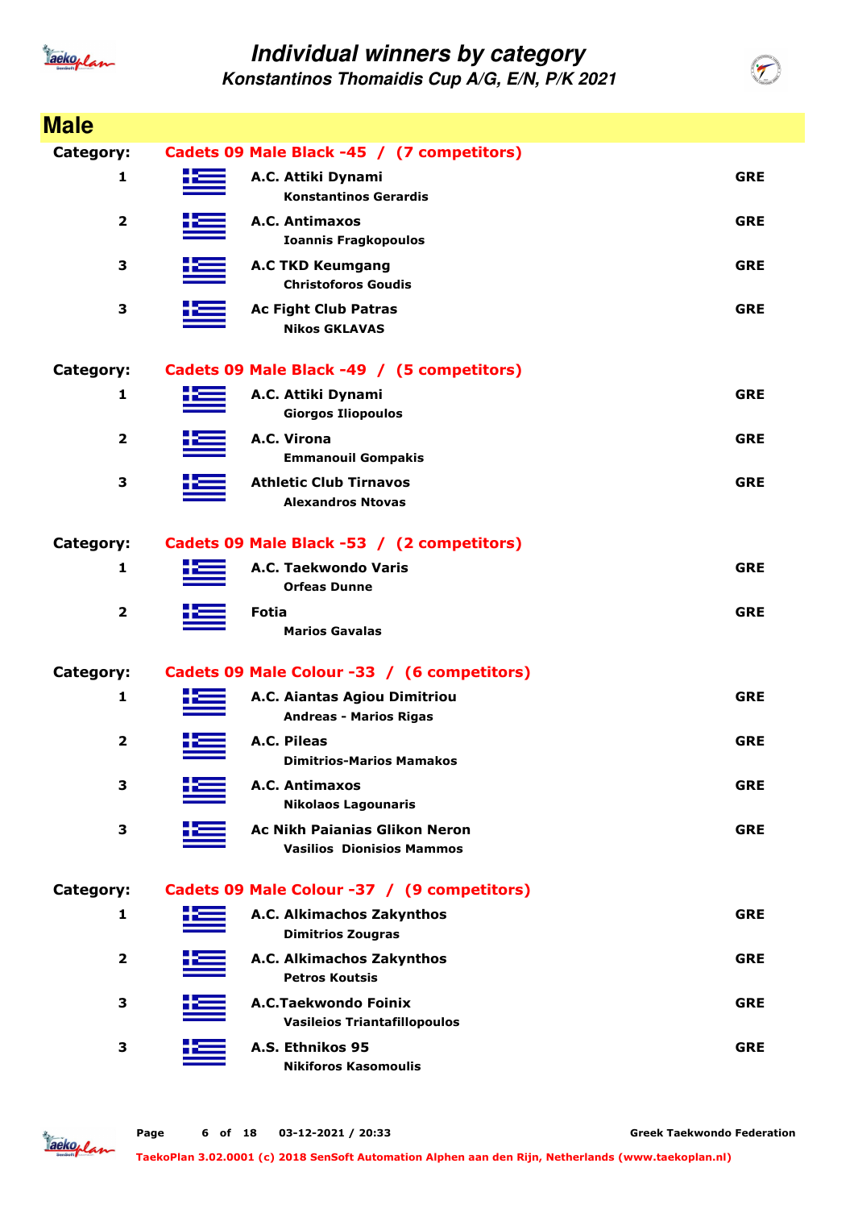# Individual winners by category

## Konstantinos Thomaidis Cup A/G, E/N, P/K 2021

## Male

**Category: Cadets 09 Male Black -45 / (7 competitors)**

| Place | Club / Name | Country |
|---|---|---|
| 1 | **A.C. Attiki Dynami**<br>Konstantinos Gerardis | GRE |
| 2 | **A.C. Antimaxos**<br>Ioannis Fragkopoulos | GRE |
| 3 | **A.C TKD Keumgang**<br>Christoforos Goudis | GRE |
| 3 | **Ac Fight Club Patras**<br>Nikos GKLAVAS | GRE |

**Category: Cadets 09 Male Black -49 / (5 competitors)**

| Place | Club / Name | Country |
|---|---|---|
| 1 | **A.C. Attiki Dynami**<br>Giorgos Iliopoulos | GRE |
| 2 | **A.C. Virona**<br>Emmanouil Gompakis | GRE |
| 3 | **Athletic Club Tirnavos**<br>Alexandros Ntovas | GRE |

**Category: Cadets 09 Male Black -53 / (2 competitors)**

| Place | Club / Name | Country |
|---|---|---|
| 1 | **A.C. Taekwondo Varis**<br>Orfeas Dunne | GRE |
| 2 | **Fotia**<br>Marios Gavalas | GRE |

**Category: Cadets 09 Male Colour -33 / (6 competitors)**

| Place | Club / Name | Country |
|---|---|---|
| 1 | **A.C. Aiantas Agiou Dimitriou**<br>Andreas - Marios Rigas | GRE |
| 2 | **A.C. Pileas**<br>Dimitrios-Marios Mamakos | GRE |
| 3 | **A.C. Antimaxos**<br>Nikolaos Lagounaris | GRE |
| 3 | **Ac Nikh Paianias Glikon Neron**<br>Vasilios Dionisios Mammos | GRE |

**Category: Cadets 09 Male Colour -37 / (9 competitors)**

| Place | Club / Name | Country |
|---|---|---|
| 1 | **A.C. Alkimachos Zakynthos**<br>Dimitrios Zougras | GRE |
| 2 | **A.C. Alkimachos Zakynthos**<br>Petros Koutsis | GRE |
| 3 | **A.C.Taekwondo Foinix**<br>Vasileios Triantafillopoulos | GRE |
| 3 | **A.S. Ethnikos 95**<br>Nikiforos Kasomoulis | GRE |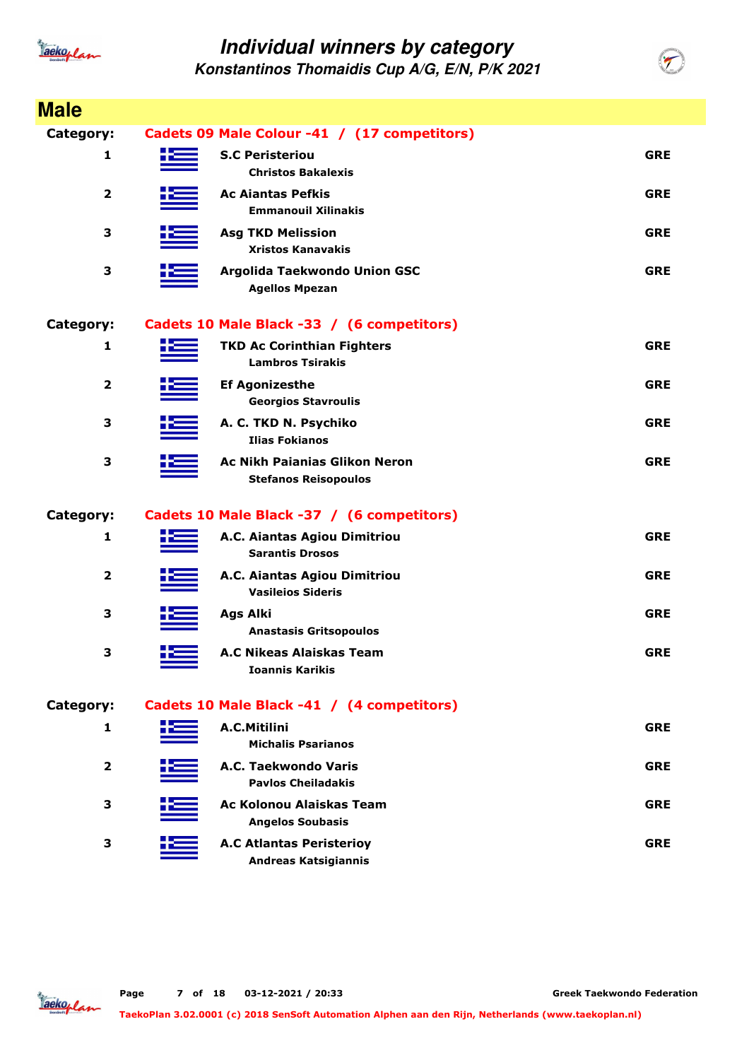# Individual winners by category

## Konstantinos Thomaidis Cup A/G, E/N, P/K 2021

## Male

**Category:** Cadets 09 Male Colour -41 / (17 competitors)

| Place | Club / Athlete | Country |
|---|---|---|
| 1 | **S.C Peristeriou**<br>Christos Bakalexis | GRE |
| 2 | **Ac Aiantas Pefkis**<br>Emmanouil Xilinakis | GRE |
| 3 | **Asg TKD Melission**<br>Xristos Kanavakis | GRE |
| 3 | **Argolida Taekwondo Union GSC**<br>Agellos Mpezan | GRE |

**Category:** Cadets 10 Male Black -33 / (6 competitors)

| Place | Club / Athlete | Country |
|---|---|---|
| 1 | **TKD Ac Corinthian Fighters**<br>Lambros Tsirakis | GRE |
| 2 | **Ef Agonizesthe**<br>Georgios Stavroulis | GRE |
| 3 | **A. C. TKD N. Psychiko**<br>Ilias Fokianos | GRE |
| 3 | **Ac Nikh Paianias Glikon Neron**<br>Stefanos Reisopoulos | GRE |

**Category:** Cadets 10 Male Black -37 / (6 competitors)

| Place | Club / Athlete | Country |
|---|---|---|
| 1 | **A.C. Aiantas Agiou Dimitriou**<br>Sarantis Drosos | GRE |
| 2 | **A.C. Aiantas Agiou Dimitriou**<br>Vasileios Sideris | GRE |
| 3 | **Ags Alki**<br>Anastasis Gritsopoulos | GRE |
| 3 | **A.C Nikeas Alaiskas Team**<br>Ioannis Karikis | GRE |

**Category:** Cadets 10 Male Black -41 / (4 competitors)

| Place | Club / Athlete | Country |
|---|---|---|
| 1 | **A.C.Mitilini**<br>Michalis Psarianos | GRE |
| 2 | **A.C. Taekwondo Varis**<br>Pavlos Cheiladakis | GRE |
| 3 | **Ac Kolonou Alaiskas Team**<br>Angelos Soubasis | GRE |
| 3 | **A.C Atlantas Peristerioy**<br>Andreas Katsigiannis | GRE |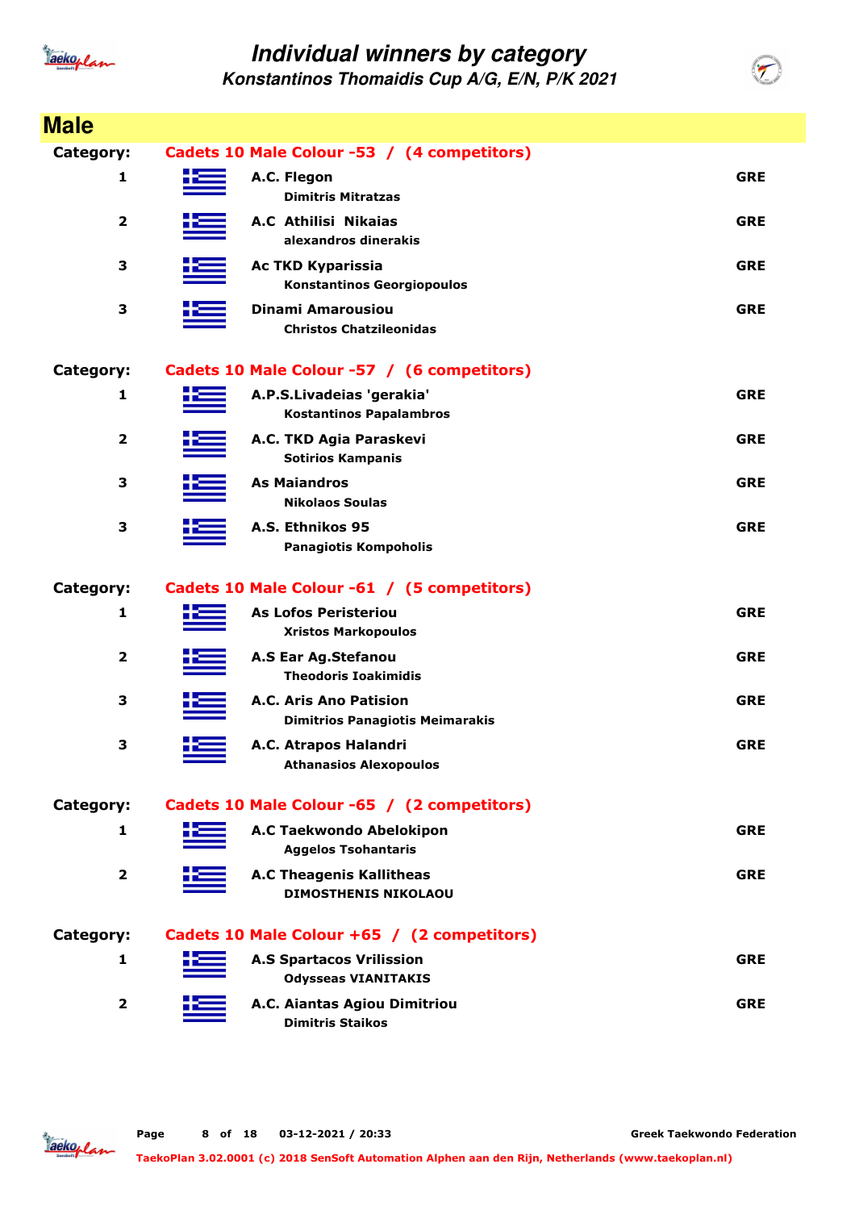# Individual winners by category

## Konstantinos Thomaidis Cup A/G, E/N, P/K 2021

## Male

**Category: Cadets 10 Male Colour -53 / (4 competitors)**

| Place | Club / Athlete | Country |
| --- | --- | --- |
| 1 | A.C. Flegon<br>Dimitris Mitratzas | GRE |
| 2 | A.C Athilisi Nikaias<br>alexandros dinerakis | GRE |
| 3 | Ac TKD Kyparissia<br>Konstantinos Georgiopoulos | GRE |
| 3 | Dinami Amarousiou<br>Christos Chatzileonidas | GRE |

**Category: Cadets 10 Male Colour -57 / (6 competitors)**

| Place | Club / Athlete | Country |
| --- | --- | --- |
| 1 | A.P.S.Livadeias 'gerakia'<br>Kostantinos Papalambros | GRE |
| 2 | A.C. TKD Agia Paraskevi<br>Sotirios Kampanis | GRE |
| 3 | As Maiandros<br>Nikolaos Soulas | GRE |
| 3 | A.S. Ethnikos 95<br>Panagiotis Kompoholis | GRE |

**Category: Cadets 10 Male Colour -61 / (5 competitors)**

| Place | Club / Athlete | Country |
| --- | --- | --- |
| 1 | As Lofos Peristeriou<br>Xristos Markopoulos | GRE |
| 2 | A.S Ear Ag.Stefanou<br>Theodoris Ioakimidis | GRE |
| 3 | A.C. Aris Ano Patision<br>Dimitrios Panagiotis Meimarakis | GRE |
| 3 | A.C. Atrapos Halandri<br>Athanasios Alexopoulos | GRE |

**Category: Cadets 10 Male Colour -65 / (2 competitors)**

| Place | Club / Athlete | Country |
| --- | --- | --- |
| 1 | A.C Taekwondo Abelokipon<br>Aggelos Tsohantaris | GRE |
| 2 | A.C Theagenis Kallitheas<br>DIMOSTHENIS NIKOLAOU | GRE |

**Category: Cadets 10 Male Colour +65 / (2 competitors)**

| Place | Club / Athlete | Country |
| --- | --- | --- |
| 1 | A.S Spartacos Vrilission<br>Odysseas VIANITAKIS | GRE |
| 2 | A.C. Aiantas Agiou Dimitriou<br>Dimitris Staikos | GRE |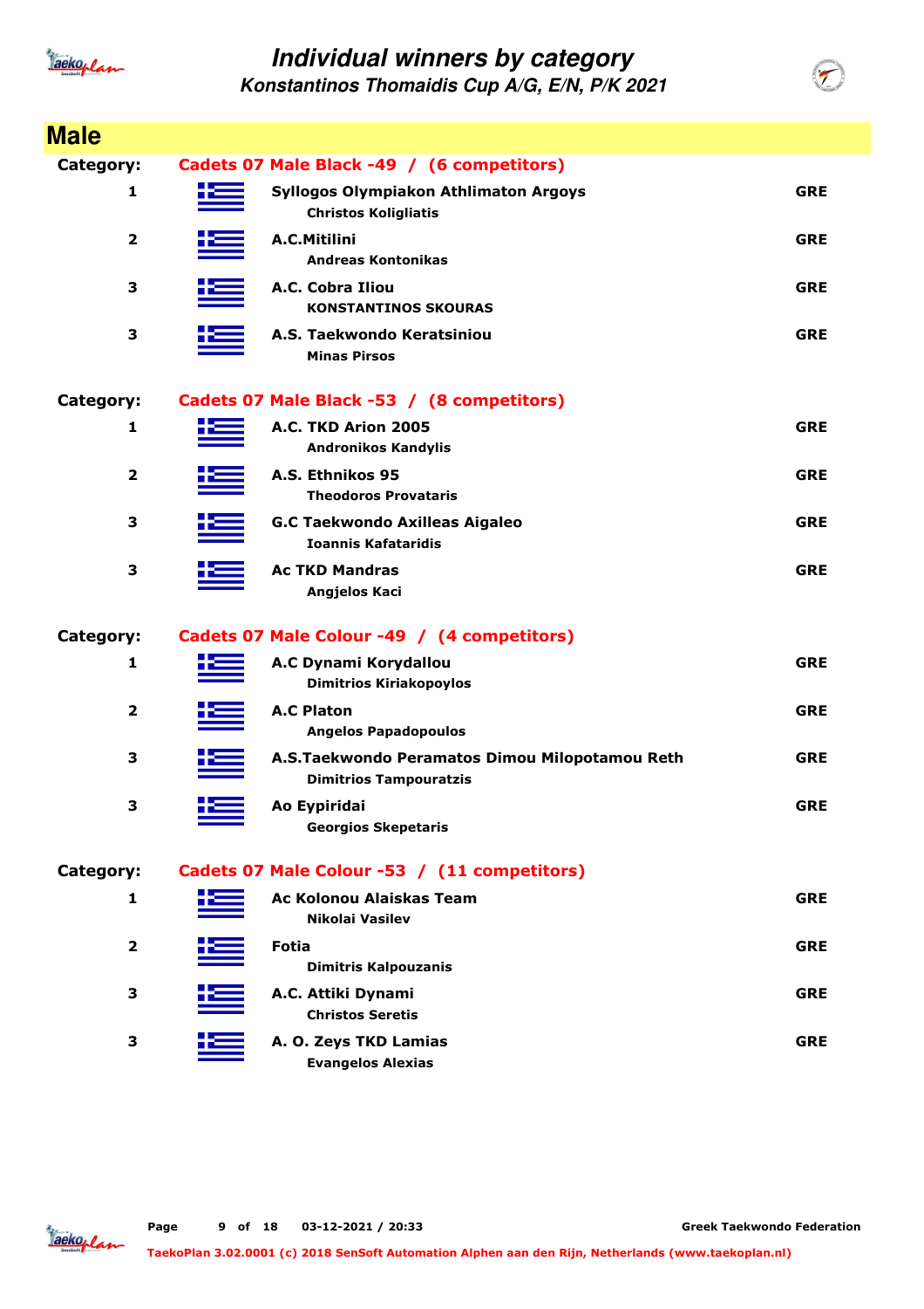# Individual winners by category

## Konstantinos Thomaidis Cup A/G, E/N, P/K 2021

## Male

**Category: Cadets 07 Male Black -49 / (6 competitors)**

| Place | Club / Athlete | Country |
|---|---|---|
| 1 | **Syllogos Olympiakon Athlimaton Argoys**<br>Christos Koligliatis | GRE |
| 2 | **A.C.Mitilini**<br>Andreas Kontonikas | GRE |
| 3 | **A.C. Cobra Iliou**<br>KONSTANTINOS SKOURAS | GRE |
| 3 | **A.S. Taekwondo Keratsiniou**<br>Minas Pirsos | GRE |

**Category: Cadets 07 Male Black -53 / (8 competitors)**

| Place | Club / Athlete | Country |
|---|---|---|
| 1 | **A.C. TKD Arion 2005**<br>Andronikos Kandylis | GRE |
| 2 | **A.S. Ethnikos 95**<br>Theodoros Provataris | GRE |
| 3 | **G.C Taekwondo Axilleas Aigaleo**<br>Ioannis Kafataridis | GRE |
| 3 | **Ac TKD Mandras**<br>Angjelos Kaci | GRE |

**Category: Cadets 07 Male Colour -49 / (4 competitors)**

| Place | Club / Athlete | Country |
|---|---|---|
| 1 | **A.C Dynami Korydallou**<br>Dimitrios Kiriakopoylos | GRE |
| 2 | **A.C Platon**<br>Angelos Papadopoulos | GRE |
| 3 | **A.S.Taekwondo Peramatos Dimou Milopotamou Reth**<br>Dimitrios Tampouratzis | GRE |
| 3 | **Ao Eypiridai**<br>Georgios Skepetaris | GRE |

**Category: Cadets 07 Male Colour -53 / (11 competitors)**

| Place | Club / Athlete | Country |
|---|---|---|
| 1 | **Ac Kolonou Alaiskas Team**<br>Nikolai Vasilev | GRE |
| 2 | **Fotia**<br>Dimitris Kalpouzanis | GRE |
| 3 | **A.C. Attiki Dynami**<br>Christos Seretis | GRE |
| 3 | **A. O. Zeys TKD Lamias**<br>Evangelos Alexias | GRE |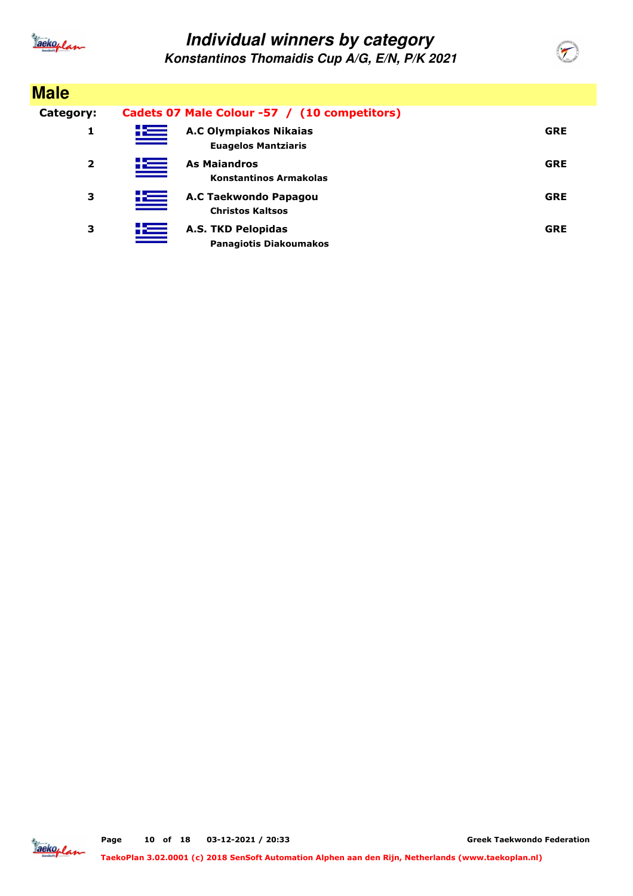# Individual winners by category

## Konstantinos Thomaidis Cup A/G, E/N, P/K 2021

## Male

**Category:** **Cadets 07 Male Colour -57 / (10 competitors)**

| Place | Club / Athlete | Country |
|---|---|---|
| 1 | **A.C Olympiakos Nikaias**<br>**Euagelos Mantziaris** | GRE |
| 2 | **As Maiandros**<br>**Konstantinos Armakolas** | GRE |
| 3 | **A.C Taekwondo Papagou**<br>**Christos Kaltsos** | GRE |
| 3 | **A.S. TKD Pelopidas**<br>**Panagiotis Diakoumakos** | GRE |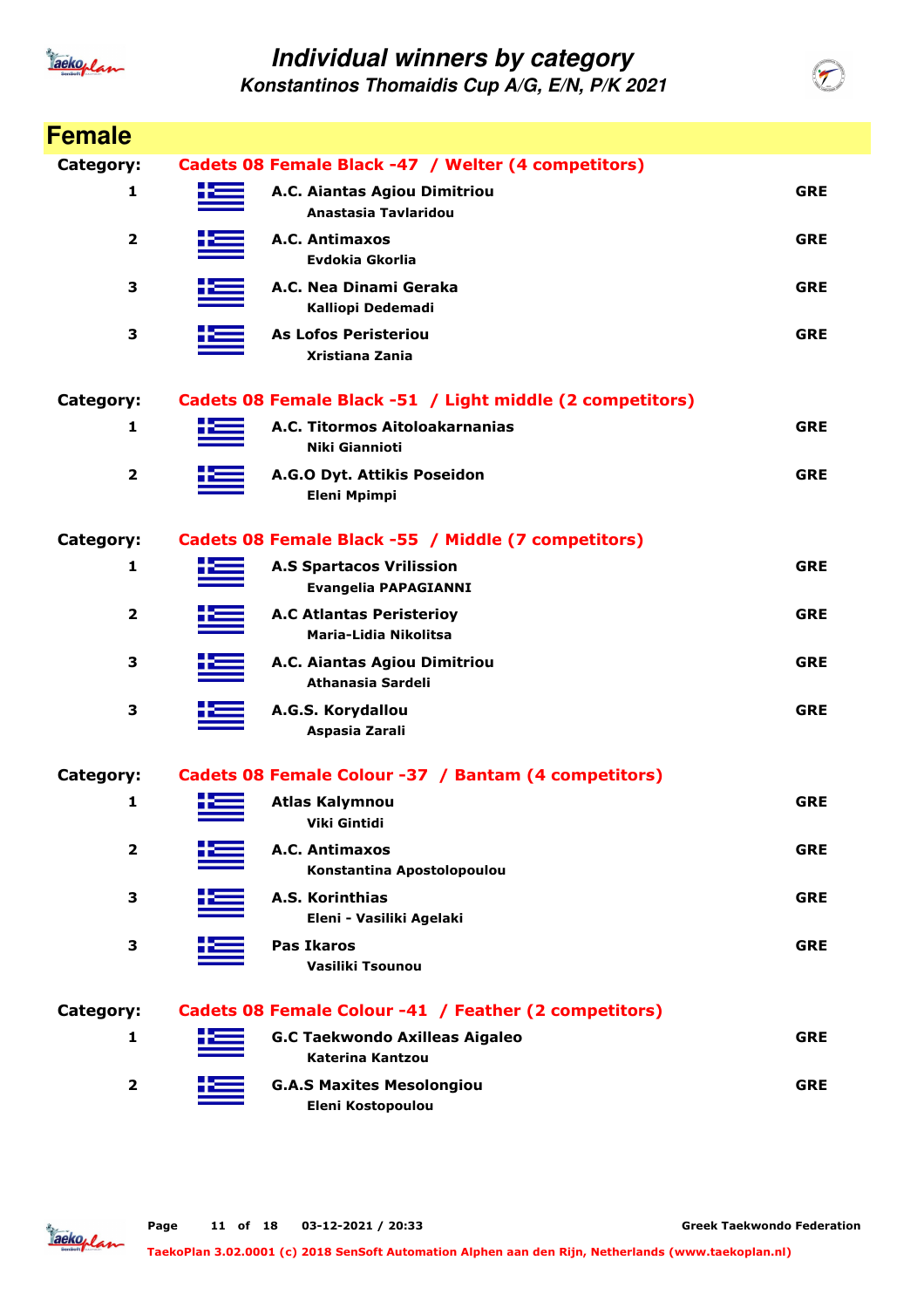# Individual winners by category

## Konstantinos Thomaidis Cup A/G, E/N, P/K 2021

## Female

**Category: Cadets 08 Female Black -47 / Welter (4 competitors)**

| Place | Club / Athlete | Country |
|---|---|---|
| 1 | **A.C. Aiantas Agiou Dimitriou**<br>Anastasia Tavlaridou | GRE |
| 2 | **A.C. Antimaxos**<br>Evdokia Gkorlia | GRE |
| 3 | **A.C. Nea Dinami Geraka**<br>Kalliopi Dedemadi | GRE |
| 3 | **As Lofos Peristeriou**<br>Xristiana Zania | GRE |

**Category: Cadets 08 Female Black -51 / Light middle (2 competitors)**

| Place | Club / Athlete | Country |
|---|---|---|
| 1 | **A.C. Titormos Aitoloakarnanias**<br>Niki Giannioti | GRE |
| 2 | **A.G.O Dyt. Attikis Poseidon**<br>Eleni Mpimpi | GRE |

**Category: Cadets 08 Female Black -55 / Middle (7 competitors)**

| Place | Club / Athlete | Country |
|---|---|---|
| 1 | **A.S Spartacos Vrilission**<br>Evangelia PAPAGIANNI | GRE |
| 2 | **A.C Atlantas Peristerioy**<br>Maria-Lidia Nikolitsa | GRE |
| 3 | **A.C. Aiantas Agiou Dimitriou**<br>Athanasia Sardeli | GRE |
| 3 | **A.G.S. Korydallou**<br>Aspasia Zarali | GRE |

**Category: Cadets 08 Female Colour -37 / Bantam (4 competitors)**

| Place | Club / Athlete | Country |
|---|---|---|
| 1 | **Atlas Kalymnou**<br>Viki Gintidi | GRE |
| 2 | **A.C. Antimaxos**<br>Konstantina Apostolopoulou | GRE |
| 3 | **A.S. Korinthias**<br>Eleni - Vasiliki Agelaki | GRE |
| 3 | **Pas Ikaros**<br>Vasiliki Tsounou | GRE |

**Category: Cadets 08 Female Colour -41 / Feather (2 competitors)**

| Place | Club / Athlete | Country |
|---|---|---|
| 1 | **G.C Taekwondo Axilleas Aigaleo**<br>Katerina Kantzou | GRE |
| 2 | **G.A.S Maxites Mesolongiou**<br>Eleni Kostopoulou | GRE |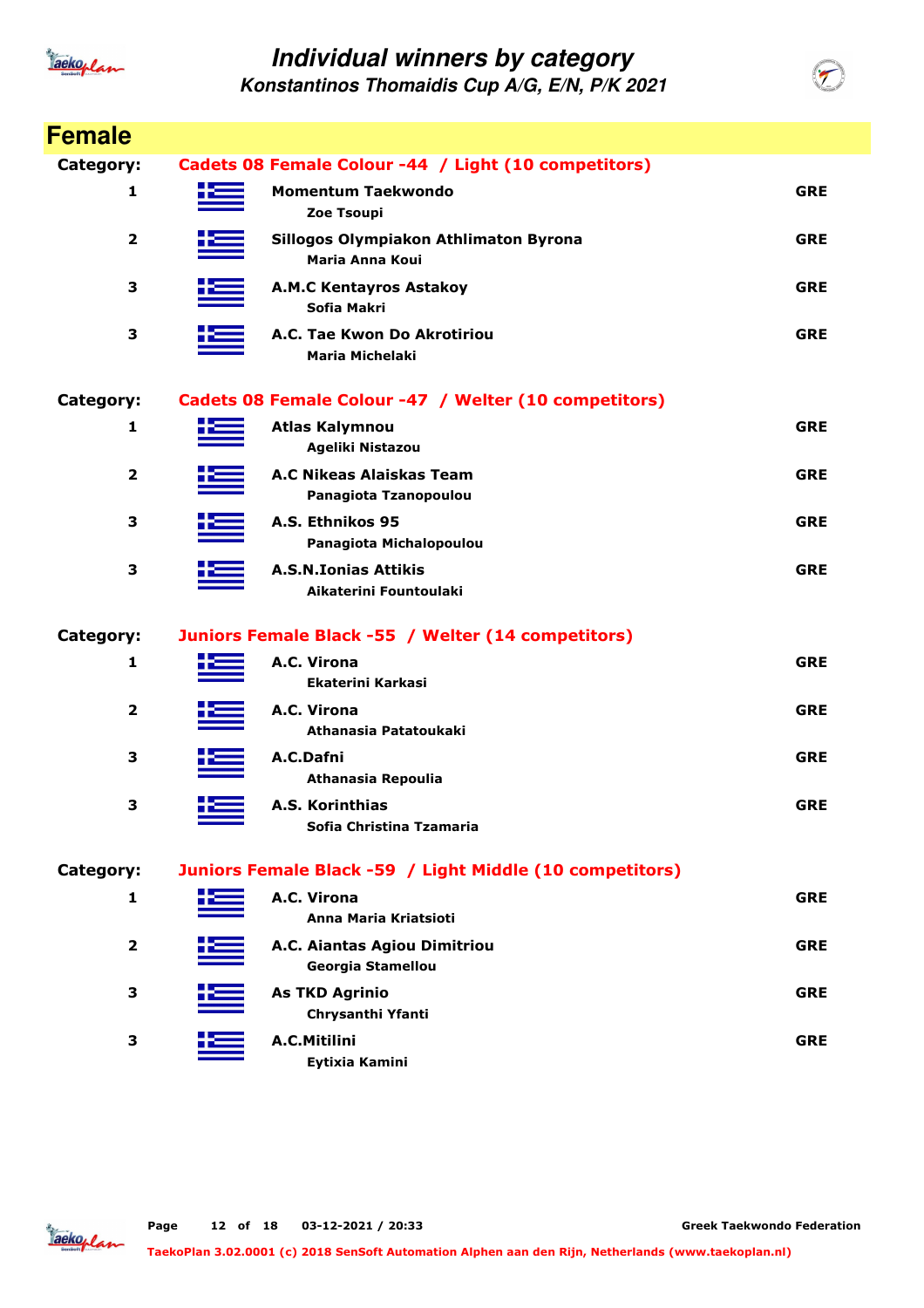# Individual winners by category

## Konstantinos Thomaidis Cup A/G, E/N, P/K 2021

## Female

**Category:** Cadets 08 Female Colour -44 / Light (10 competitors)

| Place | Club / Name | Country |
|---|---|---|
| 1 | **Momentum Taekwondo** Zoe Tsoupi | GRE |
| 2 | **Sillogos Olympiakon Athlimaton Byrona** Maria Anna Koui | GRE |
| 3 | **A.M.C Kentayros Astakoy** Sofia Makri | GRE |
| 3 | **A.C. Tae Kwon Do Akrotiriou** Maria Michelaki | GRE |

**Category:** Cadets 08 Female Colour -47 / Welter (10 competitors)

| Place | Club / Name | Country |
|---|---|---|
| 1 | **Atlas Kalymnou** Ageliki Nistazou | GRE |
| 2 | **A.C Nikeas Alaiskas Team** Panagiota Tzanopoulou | GRE |
| 3 | **A.S. Ethnikos 95** Panagiota Michalopoulou | GRE |
| 3 | **A.S.N.Ionias Attikis** Aikaterini Fountoulaki | GRE |

**Category:** Juniors Female Black -55 / Welter (14 competitors)

| Place | Club / Name | Country |
|---|---|---|
| 1 | **A.C. Virona** Ekaterini Karkasi | GRE |
| 2 | **A.C. Virona** Athanasia Patatoukaki | GRE |
| 3 | **A.C.Dafni** Athanasia Repoulia | GRE |
| 3 | **A.S. Korinthias** Sofia Christina Tzamaria | GRE |

**Category:** Juniors Female Black -59 / Light Middle (10 competitors)

| Place | Club / Name | Country |
|---|---|---|
| 1 | **A.C. Virona** Anna Maria Kriatsioti | GRE |
| 2 | **A.C. Aiantas Agiou Dimitriou** Georgia Stamellou | GRE |
| 3 | **As TKD Agrinio** Chrysanthi Yfanti | GRE |
| 3 | **A.C.Mitilini** Eytixia Kamini | GRE |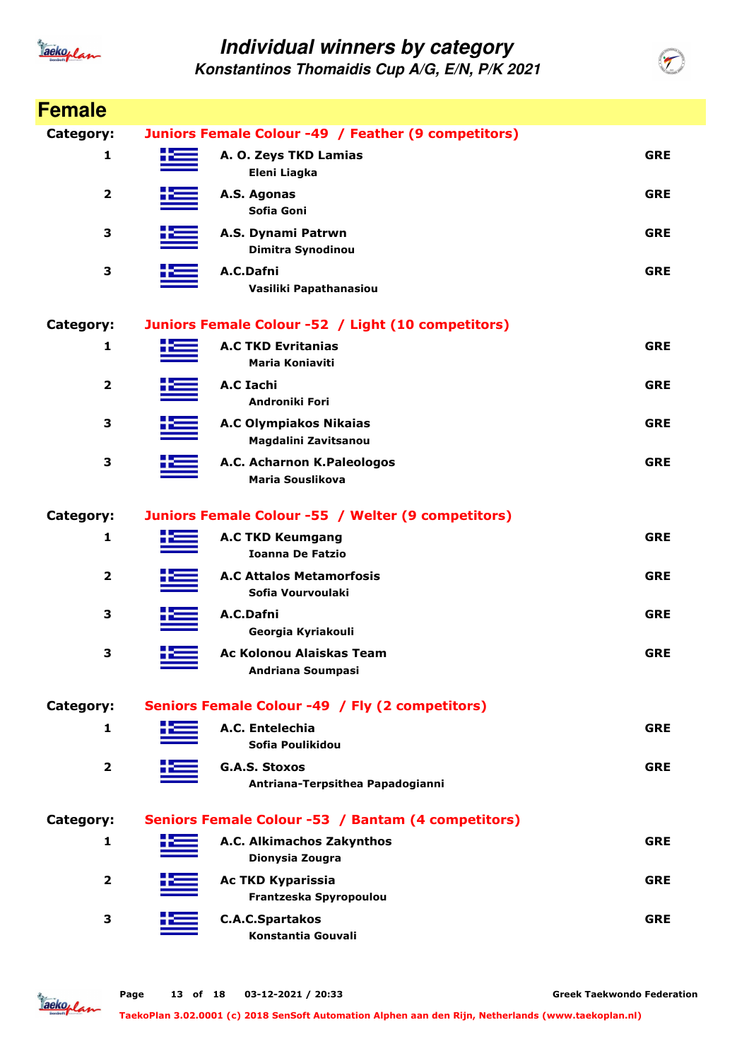# Individual winners by category

## Konstantinos Thomaidis Cup A/G, E/N, P/K 2021

## Female

**Category: Juniors Female Colour -49 / Feather (9 competitors)**

| Place | Club / Athlete | Country |
|---|---|---|
| 1 | **A. O. Zeys TKD Lamias**<br>Eleni Liagka | GRE |
| 2 | **A.S. Agonas**<br>Sofia Goni | GRE |
| 3 | **A.S. Dynami Patrwn**<br>Dimitra Synodinou | GRE |
| 3 | **A.C.Dafni**<br>Vasiliki Papathanasiou | GRE |

**Category: Juniors Female Colour -52 / Light (10 competitors)**

| Place | Club / Athlete | Country |
|---|---|---|
| 1 | **A.C TKD Evritanias**<br>Maria Koniaviti | GRE |
| 2 | **A.C Iachi**<br>Androniki Fori | GRE |
| 3 | **A.C Olympiakos Nikaias**<br>Magdalini Zavitsanou | GRE |
| 3 | **A.C. Acharnon K.Paleologos**<br>Maria Souslikova | GRE |

**Category: Juniors Female Colour -55 / Welter (9 competitors)**

| Place | Club / Athlete | Country |
|---|---|---|
| 1 | **A.C TKD Keumgang**<br>Ioanna De Fatzio | GRE |
| 2 | **A.C Attalos Metamorfosis**<br>Sofia Vourvoulaki | GRE |
| 3 | **A.C.Dafni**<br>Georgia Kyriakouli | GRE |
| 3 | **Ac Kolonou Alaiskas Team**<br>Andriana Soumpasi | GRE |

**Category: Seniors Female Colour -49 / Fly (2 competitors)**

| Place | Club / Athlete | Country |
|---|---|---|
| 1 | **A.C. Entelechia**<br>Sofia Poulikidou | GRE |
| 2 | **G.A.S. Stoxos**<br>Antriana-Terpsithea Papadogianni | GRE |

**Category: Seniors Female Colour -53 / Bantam (4 competitors)**

| Place | Club / Athlete | Country |
|---|---|---|
| 1 | **A.C. Alkimachos Zakynthos**<br>Dionysia Zougra | GRE |
| 2 | **Ac TKD Kyparissia**<br>Frantzeska Spyropoulou | GRE |
| 3 | **C.A.C.Spartakos**<br>Konstantia Gouvali | GRE |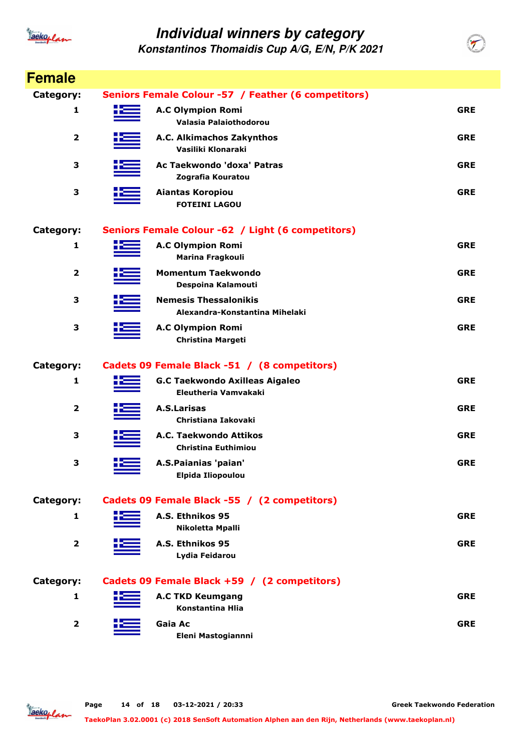# Individual winners by category

## Konstantinos Thomaidis Cup A/G, E/N, P/K 2021

## Female

**Category: Seniors Female Colour -57 / Feather (6 competitors)**

| Place | Club / Name | Country |
|---|---|---|
| 1 | A.C Olympion Romi<br>Valasia Palaiothodorou | GRE |
| 2 | A.C. Alkimachos Zakynthos<br>Vasiliki Klonaraki | GRE |
| 3 | Ac Taekwondo 'doxa' Patras<br>Zografia Kouratou | GRE |
| 3 | Aiantas Koropiou<br>FOTEINI LAGOU | GRE |

**Category: Seniors Female Colour -62 / Light (6 competitors)**

| Place | Club / Name | Country |
|---|---|---|
| 1 | A.C Olympion Romi<br>Marina Fragkouli | GRE |
| 2 | Momentum Taekwondo<br>Despoina Kalamouti | GRE |
| 3 | Nemesis Thessalonikis<br>Alexandra-Konstantina Mihelaki | GRE |
| 3 | A.C Olympion Romi<br>Christina Margeti | GRE |

**Category: Cadets 09 Female Black -51 / (8 competitors)**

| Place | Club / Name | Country |
|---|---|---|
| 1 | G.C Taekwondo Axilleas Aigaleo<br>Eleutheria Vamvakaki | GRE |
| 2 | A.S.Larisas<br>Christiana Iakovaki | GRE |
| 3 | A.C. Taekwondo Attikos<br>Christina Euthimiou | GRE |
| 3 | A.S.Paianias 'paian'<br>Elpida Iliopoulou | GRE |

**Category: Cadets 09 Female Black -55 / (2 competitors)**

| Place | Club / Name | Country |
|---|---|---|
| 1 | A.S. Ethnikos 95<br>Nikoletta Mpalli | GRE |
| 2 | A.S. Ethnikos 95<br>Lydia Feidarou | GRE |

**Category: Cadets 09 Female Black +59 / (2 competitors)**

| Place | Club / Name | Country |
|---|---|---|
| 1 | A.C TKD Keumgang<br>Konstantina Hlia | GRE |
| 2 | Gaia Ac<br>Eleni Mastogiannni | GRE |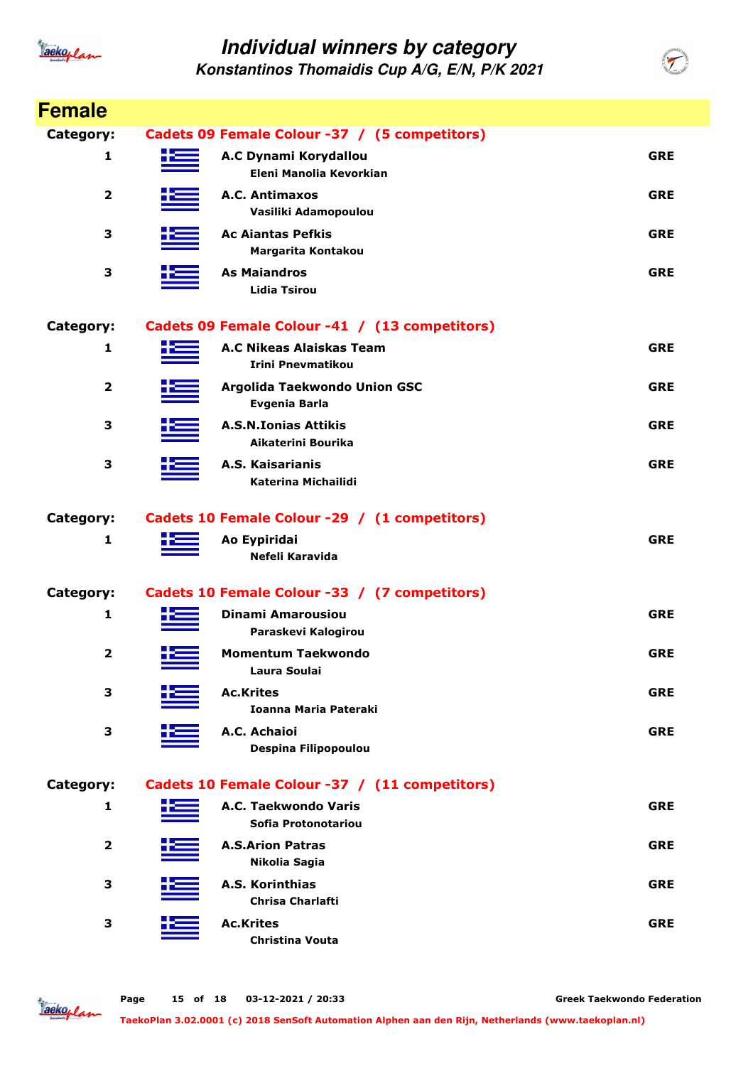# Individual winners by category

## Konstantinos Thomaidis Cup A/G, E/N, P/K 2021

## Female

**Category: Cadets 09 Female Colour -37 / (5 competitors)**

| Place | Club / Athlete | Country |
|---|---|---|
| 1 | **A.C Dynami Korydallou**<br>Eleni Manolia Kevorkian | GRE |
| 2 | **A.C. Antimaxos**<br>Vasiliki Adamopoulou | GRE |
| 3 | **Ac Aiantas Pefkis**<br>Margarita Kontakou | GRE |
| 3 | **As Maiandros**<br>Lidia Tsirou | GRE |

**Category: Cadets 09 Female Colour -41 / (13 competitors)**

| Place | Club / Athlete | Country |
|---|---|---|
| 1 | **A.C Nikeas Alaiskas Team**<br>Irini Pnevmatikou | GRE |
| 2 | **Argolida Taekwondo Union GSC**<br>Evgenia Barla | GRE |
| 3 | **A.S.N.Ionias Attikis**<br>Aikaterini Bourika | GRE |
| 3 | **A.S. Kaisarianis**<br>Katerina Michailidi | GRE |

**Category: Cadets 10 Female Colour -29 / (1 competitors)**

| Place | Club / Athlete | Country |
|---|---|---|
| 1 | **Ao Eypiridai**<br>Nefeli Karavida | GRE |

**Category: Cadets 10 Female Colour -33 / (7 competitors)**

| Place | Club / Athlete | Country |
|---|---|---|
| 1 | **Dinami Amarousiou**<br>Paraskevi Kalogirou | GRE |
| 2 | **Momentum Taekwondo**<br>Laura Soulai | GRE |
| 3 | **Ac.Krites**<br>Ioanna Maria Pateraki | GRE |
| 3 | **A.C. Achaioi**<br>Despina Filipopoulou | GRE |

**Category: Cadets 10 Female Colour -37 / (11 competitors)**

| Place | Club / Athlete | Country |
|---|---|---|
| 1 | **A.C. Taekwondo Varis**<br>Sofia Protonotariou | GRE |
| 2 | **A.S.Arion Patras**<br>Nikolia Sagia | GRE |
| 3 | **A.S. Korinthias**<br>Chrisa Charlafti | GRE |
| 3 | **Ac.Krites**<br>Christina Vouta | GRE |

03-12-2021 / 20:33 — Greek Taekwondo Federation

TaekoPlan 3.02.0001 (c) 2018 SenSoft Automation Alphen aan den Rijn, Netherlands (www.taekoplan.nl)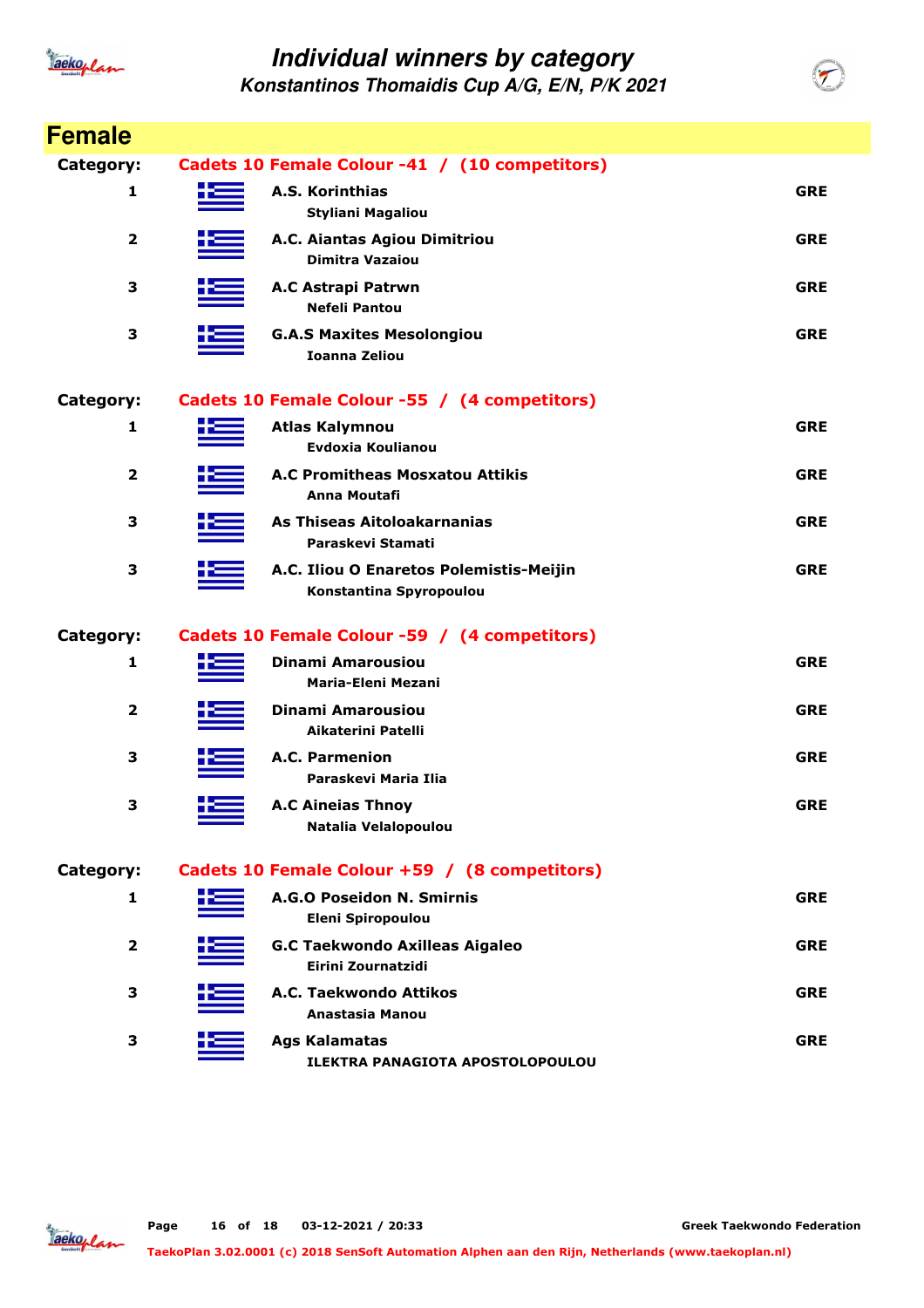# Individual winners by category

## Konstantinos Thomaidis Cup A/G, E/N, P/K 2021

## Female

**Category:** Cadets 10 Female Colour -41 / (10 competitors)

| Place | Club / Name | Country |
|---|---|---|
| 1 | A.S. Korinthias<br>Styliani Magaliou | GRE |
| 2 | A.C. Aiantas Agiou Dimitriou<br>Dimitra Vazaiou | GRE |
| 3 | A.C Astrapi Patrwn<br>Nefeli Pantou | GRE |
| 3 | G.A.S Maxites Mesolongiou<br>Ioanna Zeliou | GRE |

**Category:** Cadets 10 Female Colour -55 / (4 competitors)

| Place | Club / Name | Country |
|---|---|---|
| 1 | Atlas Kalymnou<br>Evdoxia Koulianou | GRE |
| 2 | A.C Promitheas Mosxatou Attikis<br>Anna Moutafi | GRE |
| 3 | As Thiseas Aitoloakarnanias<br>Paraskevi Stamati | GRE |
| 3 | A.C. Iliou O Enaretos Polemistis-Meijin<br>Konstantina Spyropoulou | GRE |

**Category:** Cadets 10 Female Colour -59 / (4 competitors)

| Place | Club / Name | Country |
|---|---|---|
| 1 | Dinami Amarousiou<br>Maria-Eleni Mezani | GRE |
| 2 | Dinami Amarousiou<br>Aikaterini Patelli | GRE |
| 3 | A.C. Parmenion<br>Paraskevi Maria Ilia | GRE |
| 3 | A.C Aineias Thnoy<br>Natalia Velalopoulou | GRE |

**Category:** Cadets 10 Female Colour +59 / (8 competitors)

| Place | Club / Name | Country |
|---|---|---|
| 1 | A.G.O Poseidon N. Smirnis<br>Eleni Spiropoulou | GRE |
| 2 | G.C Taekwondo Axilleas Aigaleo<br>Eirini Zournatzidi | GRE |
| 3 | A.C. Taekwondo Attikos<br>Anastasia Manou | GRE |
| 3 | Ags Kalamatas<br>ILEKTRA PANAGIOTA APOSTOLOPOULOU | GRE |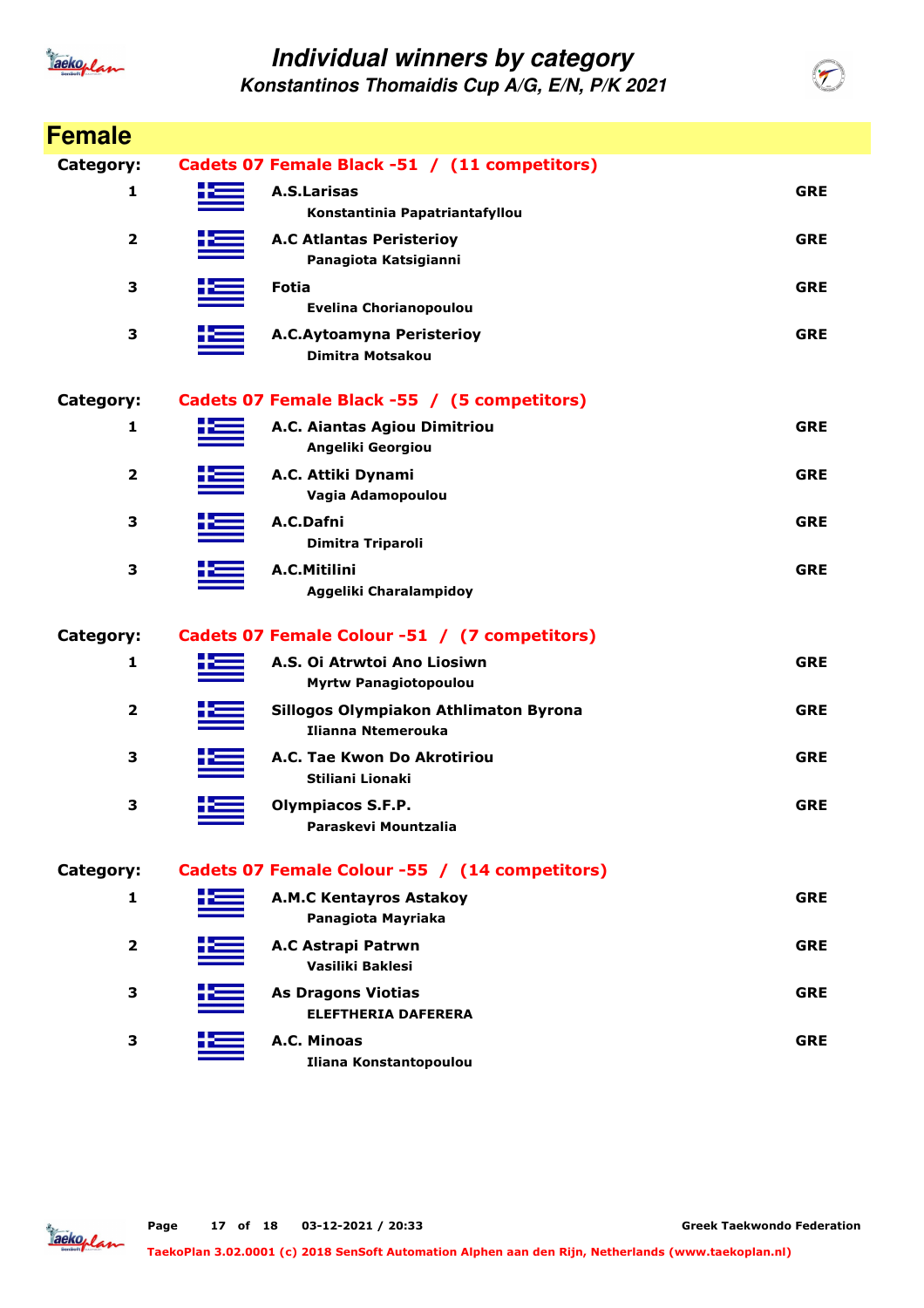# Individual winners by category

## Konstantinos Thomaidis Cup A/G, E/N, P/K 2021

## Female

**Category: Cadets 07 Female Black -51 / (11 competitors)**

| Place | Club / Name | Country |
|---|---|---|
| 1 | **A.S.Larisas**<br>Konstantinia Papatriantafyllou | GRE |
| 2 | **A.C Atlantas Peristerioy**<br>Panagiota Katsigianni | GRE |
| 3 | **Fotia**<br>Evelina Chorianopoulou | GRE |
| 3 | **A.C.Aytoamyna Peristerioy**<br>Dimitra Motsakou | GRE |

**Category: Cadets 07 Female Black -55 / (5 competitors)**

| Place | Club / Name | Country |
|---|---|---|
| 1 | **A.C. Aiantas Agiou Dimitriou**<br>Angeliki Georgiou | GRE |
| 2 | **A.C. Attiki Dynami**<br>Vagia Adamopoulou | GRE |
| 3 | **A.C.Dafni**<br>Dimitra Triparoli | GRE |
| 3 | **A.C.Mitilini**<br>Aggeliki Charalampidoy | GRE |

**Category: Cadets 07 Female Colour -51 / (7 competitors)**

| Place | Club / Name | Country |
|---|---|---|
| 1 | **A.S. Oi Atrwtoi Ano Liosiwn**<br>Myrtw Panagiotopoulou | GRE |
| 2 | **Sillogos Olympiakon Athlimaton Byrona**<br>Ilianna Ntemerouka | GRE |
| 3 | **A.C. Tae Kwon Do Akrotiriou**<br>Stiliani Lionaki | GRE |
| 3 | **Olympiacos S.F.P.**<br>Paraskevi Mountzalia | GRE |

**Category: Cadets 07 Female Colour -55 / (14 competitors)**

| Place | Club / Name | Country |
|---|---|---|
| 1 | **A.M.C Kentayros Astakoy**<br>Panagiota Mayriaka | GRE |
| 2 | **A.C Astrapi Patrwn**<br>Vasiliki Baklesi | GRE |
| 3 | **As Dragons Viotias**<br>ELEFTHERIA DAFERERA | GRE |
| 3 | **A.C. Minoas**<br>Iliana Konstantopoulou | GRE |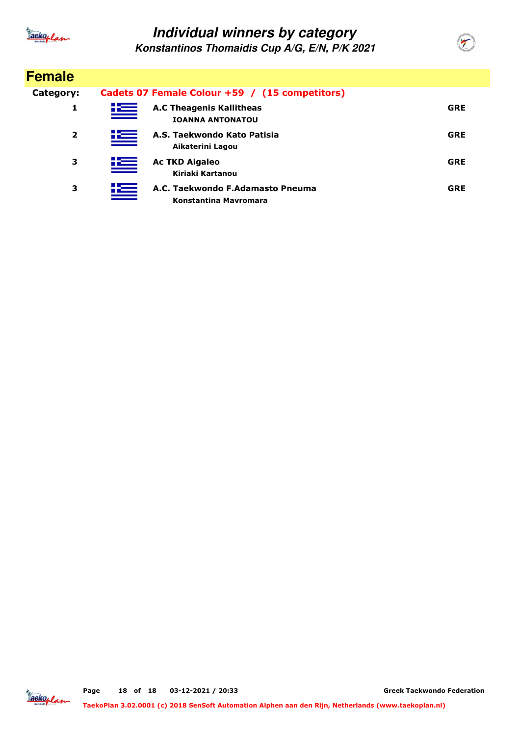# Individual winners by category

## Konstantinos Thomaidis Cup A/G, E/N, P/K 2021

## Female

**Category:** **Cadets 07 Female Colour +59 / (15 competitors)**

| | | | |
|---|---|---|---|
| 1 | | **A.C Theagenis Kallitheas**<br>**IOANNA ANTONATOU** | **GRE** |
| 2 | | **A.S. Taekwondo Kato Patisia**<br>**Aikaterini Lagou** | **GRE** |
| 3 | | **Ac TKD Aigaleo**<br>**Kiriaki Kartanou** | **GRE** |
| 3 | | **A.C. Taekwondo F.Adamasto Pneuma**<br>**Konstantina Mavromara** | **GRE** |

Greek Taekwondo Federation

TaekoPlan 3.02.0001 (c) 2018 SenSoft Automation Alphen aan den Rijn, Netherlands (www.taekoplan.nl)